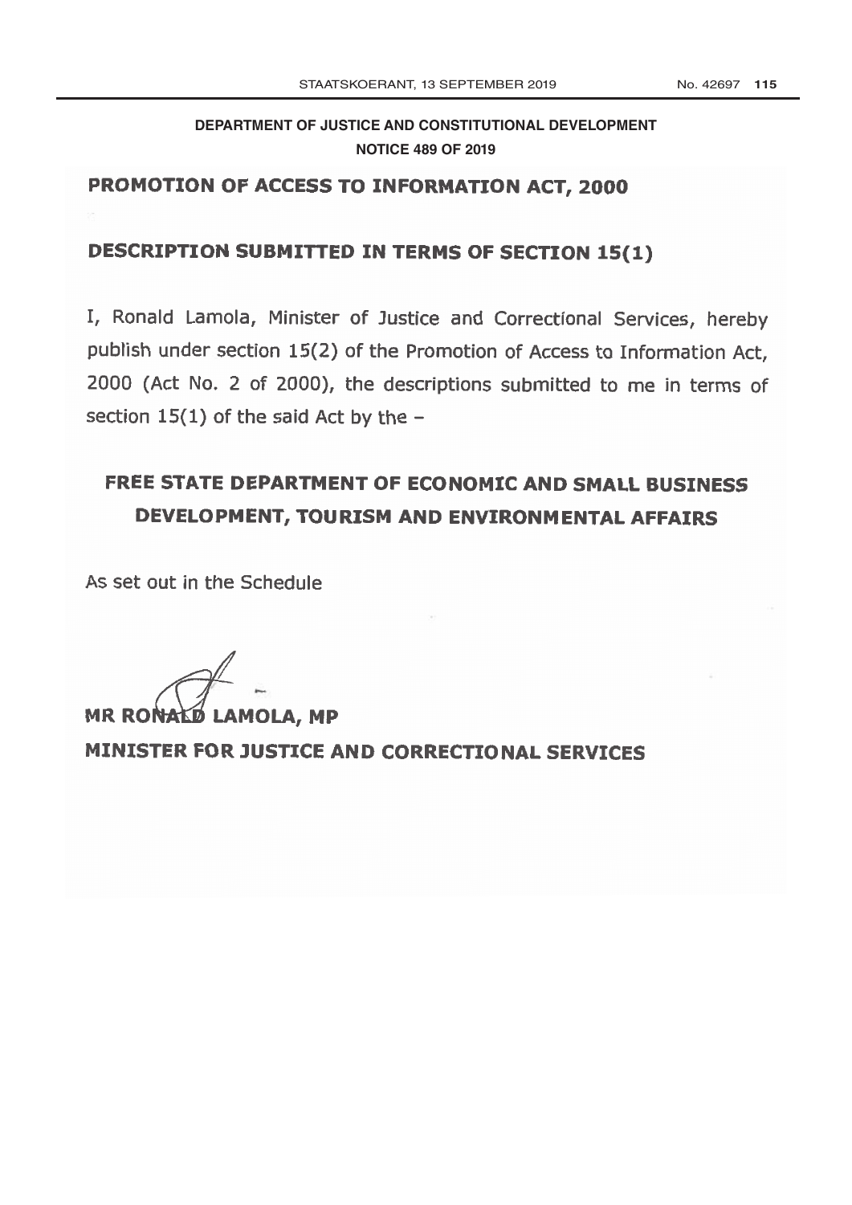**DEPARTMENT OF JUSTICE AND CONSTITUTIONAL DEVELOPMENT**

**NOTICE 489 OF 2019**

# PROMOTION OF ACCESS TO INFORMATION ACT, 2000

## DESCRIPTION SUBMITTED IN TERMS OF SECTION 15(1)

I, Ronald Lamola, Minister of Justice and Correctional Services, hereby publish under section 15(2) of the Promotion of Access to Information Act, 2000 (Act No. 2 of 2000), the descriptions submitted to me in terms of section 15(1) of the said Act by the –

## FREE STATE DEPARTMENT OF ECONOMIC AND SMALL BUSINESS DEVELOPMENT, TOURISM AND ENVIRONMENTAL AFFAIRS

As set out in the Schedule

**MR RONALD LAMOLA, MP**

**MINISTER FOR JUSTICE AND CORRECTIONAL SERVICES**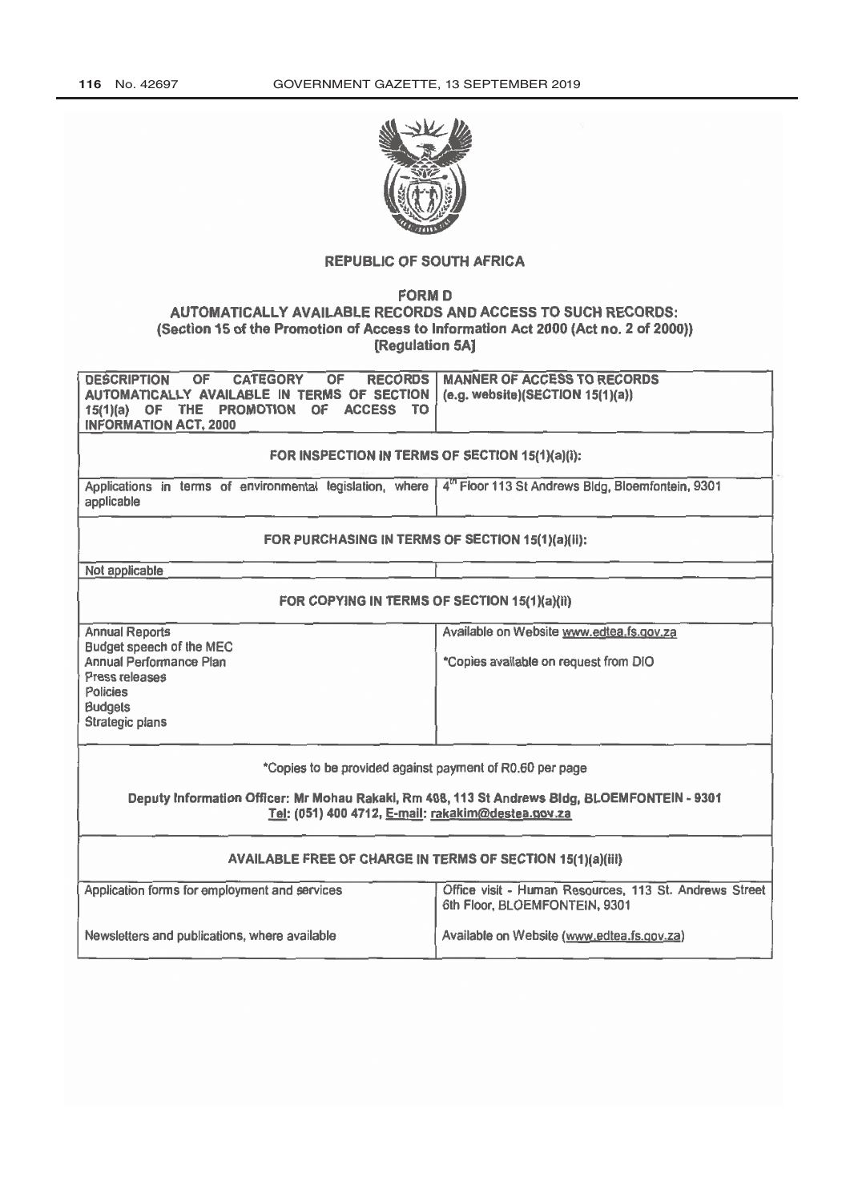REPUBLIC OF SOUTH AFRICA

# FORM D

## AUTOMATICALLY AVAILABLE RECORDS AND ACCESS TO SUCH RECORDS:
### (Section 15 of the Promotion of Access to Information Act 2000 (Act no. 2 of 2000))
### [Regulation 5A]

| DESCRIPTION OF CATEGORY OF RECORDS AUTOMATICALLY AVAILABLE IN TERMS OF SECTION 15(1)(a) OF THE PROMOTION OF ACCESS TO INFORMATION ACT, 2000 | MANNER OF ACCESS TO RECORDS (e.g. website)(SECTION 15(1)(a)) |
|---|---|
| **FOR INSPECTION IN TERMS OF SECTION 15(1)(a)(i):** | |
| Applications in terms of environmental legislation, where applicable | 4th Floor 113 St Andrews Bldg, Bloemfontein, 9301 |
| **FOR PURCHASING IN TERMS OF SECTION 15(1)(a)(ii):** | |
| Not applicable | |
| **FOR COPYING IN TERMS OF SECTION 15(1)(a)(ii)** | |
| Annual Reports<br>Budget speech of the MEC<br>Annual Performance Plan<br>Press releases<br>Policies<br>Budgets<br>Strategic plans | Available on Website www.edtea.fs.gov.za<br><br>*Copies available on request from DIO |
| *Copies to be provided against payment of R0.60 per page<br><br>**Deputy Information Officer: Mr Mohau Rakaki, Rm 408, 113 St Andrews Bldg, BLOEMFONTEIN - 9301**<br>**Tel: (051) 400 4712, E-mail: rakakim@destea.gov.za** | |
| **AVAILABLE FREE OF CHARGE IN TERMS OF SECTION 15(1)(a)(iii)** | |
| Application forms for employment and services | Office visit - Human Resources, 113 St. Andrews Street 6th Floor, BLOEMFONTEIN, 9301 |
| Newsletters and publications, where available | Available on Website (www.edtea.fs.gov.za) |